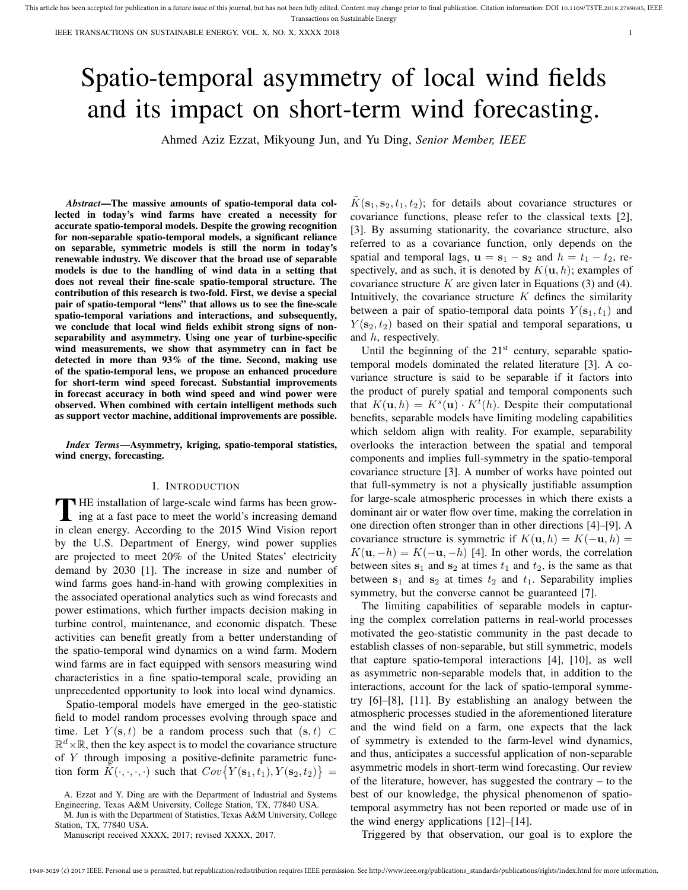# Spatio-temporal asymmetry of local wind fields and its impact on short-term wind forecasting.

Ahmed Aziz Ezzat, Mikyoung Jun, and Yu Ding, *Senior Member, IEEE*

***Abstract*—The massive amounts of spatio-temporal data collected in today's wind farms have created a necessity for accurate spatio-temporal models. Despite the growing recognition for non-separable spatio-temporal models, a significant reliance on separable, symmetric models is still the norm in today's renewable industry. We discover that the broad use of separable models is due to the handling of wind data in a setting that does not reveal their fine-scale spatio-temporal structure. The contribution of this research is two-fold. First, we devise a special pair of spatio-temporal "lens" that allows us to see the fine-scale spatio-temporal variations and interactions, and subsequently, we conclude that local wind fields exhibit strong signs of non-separability and asymmetry. Using one year of turbine-specific wind measurements, we show that asymmetry can in fact be detected in more than 93% of the time. Second, making use of the spatio-temporal lens, we propose an enhanced procedure for short-term wind speed forecast. Substantial improvements in forecast accuracy in both wind speed and wind power were observed. When combined with certain intelligent methods such as support vector machine, additional improvements are possible.**

***Index Terms*—Asymmetry, kriging, spatio-temporal statistics, wind energy, forecasting.**

## I. Introduction

THE installation of large-scale wind farms has been growing at a fast pace to meet the world's increasing demand in clean energy. According to the 2015 Wind Vision report by the U.S. Department of Energy, wind power supplies are projected to meet 20% of the United States' electricity demand by 2030 [1]. The increase in size and number of wind farms goes hand-in-hand with growing complexities in the associated operational analytics such as wind forecasts and power estimations, which further impacts decision making in turbine control, maintenance, and economic dispatch. These activities can benefit greatly from a better understanding of the spatio-temporal wind dynamics on a wind farm. Modern wind farms are in fact equipped with sensors measuring wind characteristics in a fine spatio-temporal scale, providing an unprecedented opportunity to look into local wind dynamics.

Spatio-temporal models have emerged in the geo-statistic field to model random processes evolving through space and time. Let $Y(\mathbf{s}, t)$ be a random process such that $(\mathbf{s}, t) \subset \mathbb{R}^d \times \mathbb{R}$, then the key aspect is to model the covariance structure of $Y$ through imposing a positive-definite parametric function form $\tilde{K}(\cdot, \cdot, \cdot, \cdot)$ such that $Cov\{Y(\mathbf{s}_1, t_1), Y(\mathbf{s}_2, t_2)\} = \tilde{K}(\mathbf{s}_1, \mathbf{s}_2, t_1, t_2)$; for details about covariance structures or covariance functions, please refer to the classical texts [2], [3]. By assuming stationarity, the covariance structure, also referred to as a covariance function, only depends on the spatial and temporal lags, $\mathbf{u} = \mathbf{s}_1 - \mathbf{s}_2$ and $h = t_1 - t_2$, respectively, and as such, it is denoted by $K(\mathbf{u}, h)$; examples of covariance structure $K$ are given later in Equations (3) and (4). Intuitively, the covariance structure $K$ defines the similarity between a pair of spatio-temporal data points $Y(\mathbf{s}_1, t_1)$ and $Y(\mathbf{s}_2, t_2)$ based on their spatial and temporal separations, $\mathbf{u}$ and $h$, respectively.

Until the beginning of the 21st century, separable spatio-temporal models dominated the related literature [3]. A covariance structure is said to be separable if it factors into the product of purely spatial and temporal components such that $K(\mathbf{u}, h) = K^s(\mathbf{u}) \cdot K^t(h)$. Despite their computational benefits, separable models have limiting modeling capabilities which seldom align with reality. For example, separability overlooks the interaction between the spatial and temporal components and implies full-symmetry in the spatio-temporal covariance structure [3]. A number of works have pointed out that full-symmetry is not a physically justifiable assumption for large-scale atmospheric processes in which there exists a dominant air or water flow over time, making the correlation in one direction often stronger than in other directions [4]–[9]. A covariance structure is symmetric if $K(\mathbf{u}, h) = K(-\mathbf{u}, h) = K(\mathbf{u}, -h) = K(-\mathbf{u}, -h)$ [4]. In other words, the correlation between sites $\mathbf{s}_1$ and $\mathbf{s}_2$ at times $t_1$ and $t_2$, is the same as that between $\mathbf{s}_1$ and $\mathbf{s}_2$ at times $t_2$ and $t_1$. Separability implies symmetry, but the converse cannot be guaranteed [7].

The limiting capabilities of separable models in capturing the complex correlation patterns in real-world processes motivated the geo-statistic community in the past decade to establish classes of non-separable, but still symmetric, models that capture spatio-temporal interactions [4], [10], as well as asymmetric non-separable models that, in addition to the interactions, account for the lack of spatio-temporal symmetry [6]–[8], [11]. By establishing an analogy between the atmospheric processes studied in the aforementioned literature and the wind field on a farm, one expects that the lack of symmetry is extended to the farm-level wind dynamics, and thus, anticipates a successful application of non-separable asymmetric models in short-term wind forecasting. Our review of the literature, however, has suggested the contrary – to the best of our knowledge, the physical phenomenon of spatio-temporal asymmetry has not been reported or made use of in the wind energy applications [12]–[14].

Triggered by that observation, our goal is to explore the

A. Ezzat and Y. Ding are with the Department of Industrial and Systems Engineering, Texas A&M University, College Station, TX, 77840 USA.

M. Jun is with the Department of Statistics, Texas A&M University, College Station, TX, 77840 USA.

Manuscript received XXXX, 2017; revised XXXX, 2017.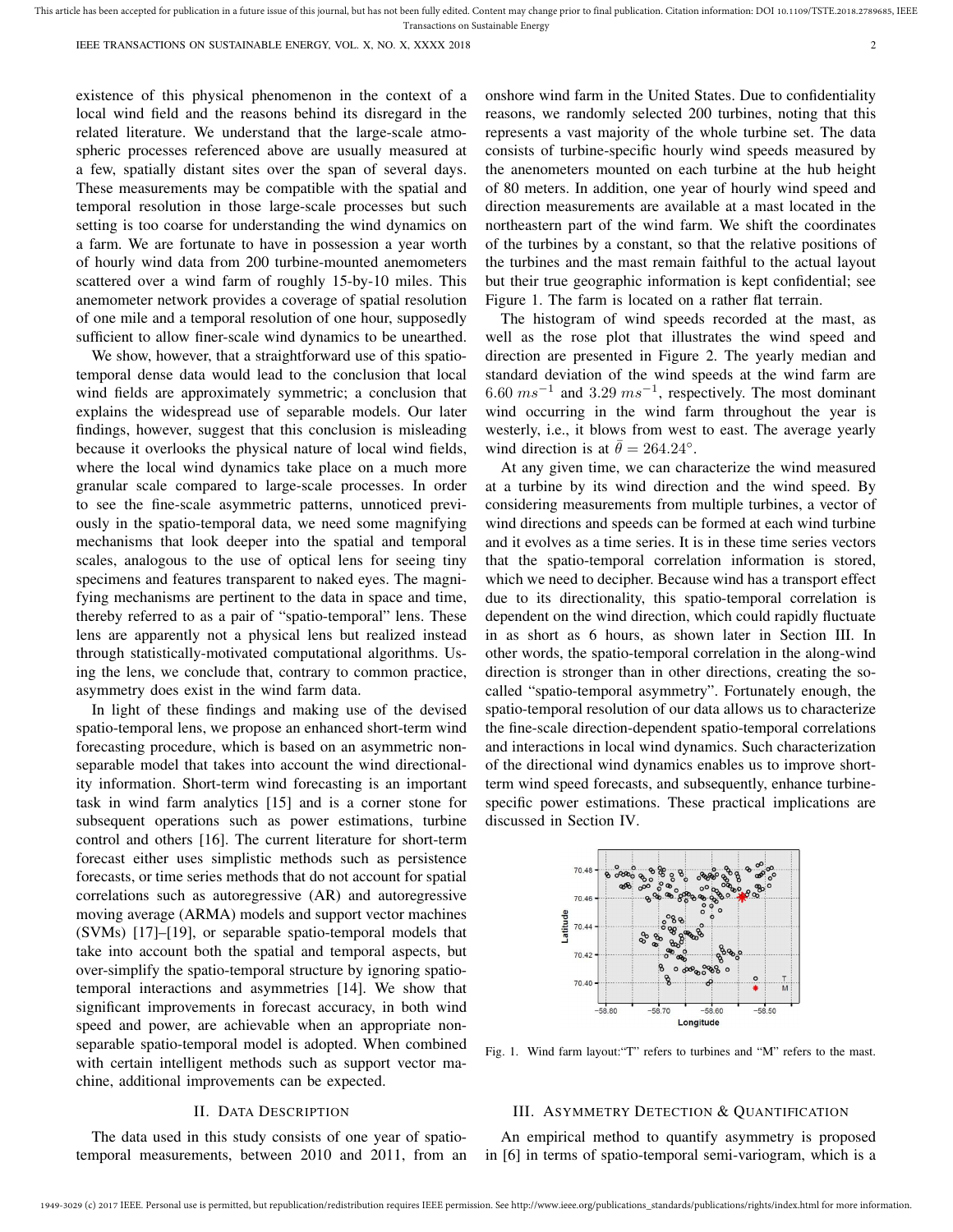existence of this physical phenomenon in the context of a local wind field and the reasons behind its disregard in the related literature. We understand that the large-scale atmospheric processes referenced above are usually measured at a few, spatially distant sites over the span of several days. These measurements may be compatible with the spatial and temporal resolution in those large-scale processes but such setting is too coarse for understanding the wind dynamics on a farm. We are fortunate to have in possession a year worth of hourly wind data from 200 turbine-mounted anemometers scattered over a wind farm of roughly 15-by-10 miles. This anemometer network provides a coverage of spatial resolution of one mile and a temporal resolution of one hour, supposedly sufficient to allow finer-scale wind dynamics to be unearthed.

We show, however, that a straightforward use of this spatio-temporal dense data would lead to the conclusion that local wind fields are approximately symmetric; a conclusion that explains the widespread use of separable models. Our later findings, however, suggest that this conclusion is misleading because it overlooks the physical nature of local wind fields, where the local wind dynamics take place on a much more granular scale compared to large-scale processes. In order to see the fine-scale asymmetric patterns, unnoticed previously in the spatio-temporal data, we need some magnifying mechanisms that look deeper into the spatial and temporal scales, analogous to the use of optical lens for seeing tiny specimens and features transparent to naked eyes. The magnifying mechanisms are pertinent to the data in space and time, thereby referred to as a pair of "spatio-temporal" lens. These lens are apparently not a physical lens but realized instead through statistically-motivated computational algorithms. Using the lens, we conclude that, contrary to common practice, asymmetry does exist in the wind farm data.

In light of these findings and making use of the devised spatio-temporal lens, we propose an enhanced short-term wind forecasting procedure, which is based on an asymmetric non-separable model that takes into account the wind directionality information. Short-term wind forecasting is an important task in wind farm analytics [15] and is a corner stone for subsequent operations such as power estimations, turbine control and others [16]. The current literature for short-term forecast either uses simplistic methods such as persistence forecasts, or time series methods that do not account for spatial correlations such as autoregressive (AR) and autoregressive moving average (ARMA) models and support vector machines (SVMs) [17]–[19], or separable spatio-temporal models that take into account both the spatial and temporal aspects, but over-simplify the spatio-temporal structure by ignoring spatio-temporal interactions and asymmetries [14]. We show that significant improvements in forecast accuracy, in both wind speed and power, are achievable when an appropriate non-separable spatio-temporal model is adopted. When combined with certain intelligent methods such as support vector machine, additional improvements can be expected.

## II. Data Description

The data used in this study consists of one year of spatio-temporal measurements, between 2010 and 2011, from an onshore wind farm in the United States. Due to confidentiality reasons, we randomly selected 200 turbines, noting that this represents a vast majority of the whole turbine set. The data consists of turbine-specific hourly wind speeds measured by the anenometers mounted on each turbine at the hub height of 80 meters. In addition, one year of hourly wind speed and direction measurements are available at a mast located in the northeastern part of the wind farm. We shift the coordinates of the turbines by a constant, so that the relative positions of the turbines and the mast remain faithful to the actual layout but their true geographic information is kept confidential; see Figure 1. The farm is located on a rather flat terrain.

The histogram of wind speeds recorded at the mast, as well as the rose plot that illustrates the wind speed and direction are presented in Figure 2. The yearly median and standard deviation of the wind speeds at the wind farm are $6.60\ ms^{-1}$ and $3.29\ ms^{-1}$, respectively. The most dominant wind occurring in the wind farm throughout the year is westerly, i.e., it blows from west to east. The average yearly wind direction is at $\bar{\theta} = 264.24°$.

At any given time, we can characterize the wind measured at a turbine by its wind direction and the wind speed. By considering measurements from multiple turbines, a vector of wind directions and speeds can be formed at each wind turbine and it evolves as a time series. It is in these time series vectors that the spatio-temporal correlation information is stored, which we need to decipher. Because wind has a transport effect due to its directionality, this spatio-temporal correlation is dependent on the wind direction, which could rapidly fluctuate in as short as 6 hours, as shown later in Section III. In other words, the spatio-temporal correlation in the along-wind direction is stronger than in other directions, creating the so-called "spatio-temporal asymmetry". Fortunately enough, the spatio-temporal resolution of our data allows us to characterize the fine-scale direction-dependent spatio-temporal correlations and interactions in local wind dynamics. Such characterization of the directional wind dynamics enables us to improve short-term wind speed forecasts, and subsequently, enhance turbine-specific power estimations. These practical implications are discussed in Section IV.

Fig. 1. Wind farm layout:"T" refers to turbines and "M" refers to the mast.

## III. Asymmetry Detection & Quantification

An empirical method to quantify asymmetry is proposed in [6] in terms of spatio-temporal semi-variogram, which is a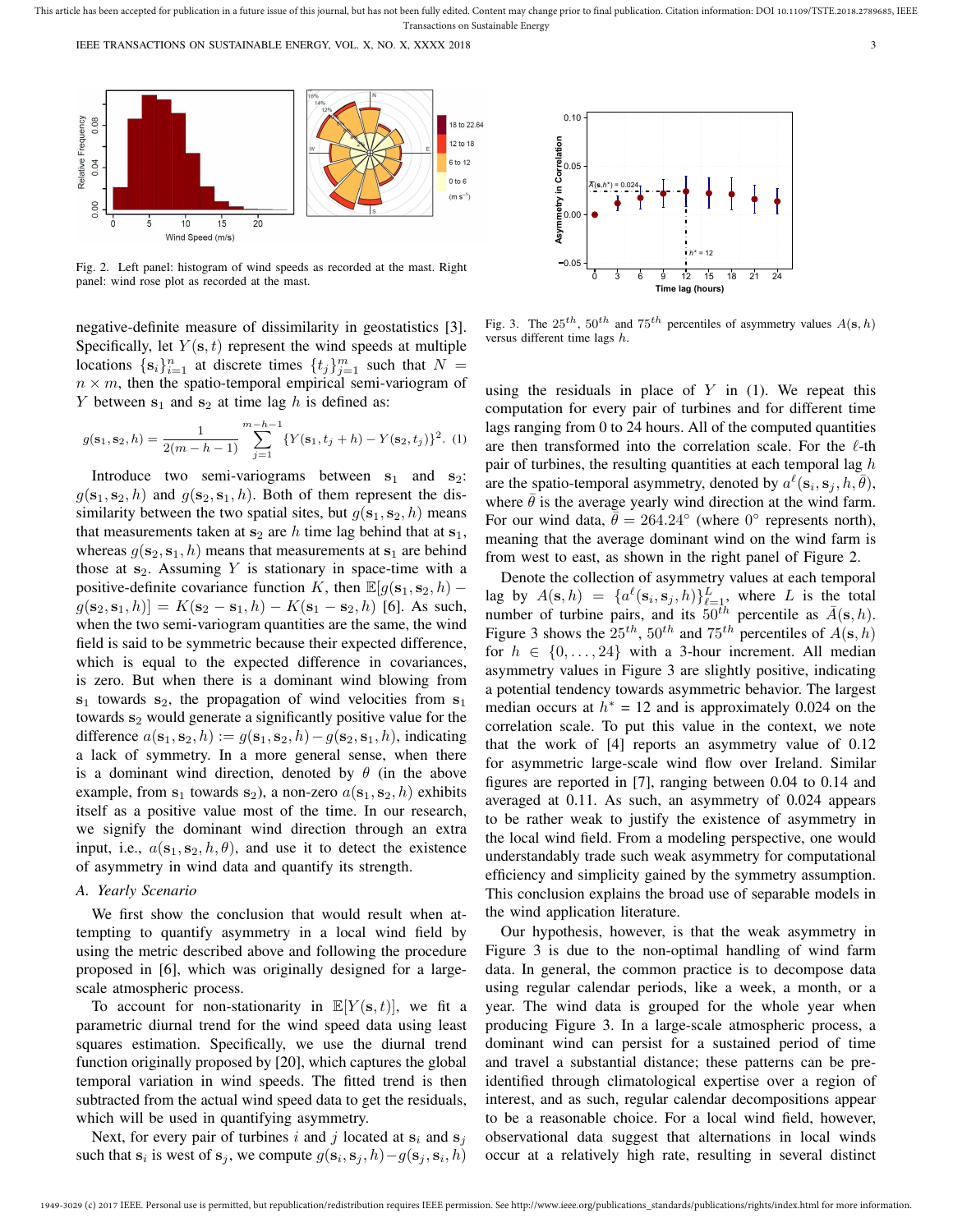Fig. 2. Left panel: histogram of wind speeds as recorded at the mast. Right panel: wind rose plot as recorded at the mast.

Fig. 3. The $25^{th}$, $50^{th}$ and $75^{th}$ percentiles of asymmetry values $A(\mathbf{s}, h)$ versus different time lags $h$.

negative-definite measure of dissimilarity in geostatistics [3]. Specifically, let $Y(\mathbf{s}, t)$ represent the wind speeds at multiple locations $\{\mathbf{s}_i\}_{i=1}^n$ at discrete times $\{t_j\}_{j=1}^m$ such that $N = n \times m$, then the spatio-temporal empirical semi-variogram of $Y$ between $\mathbf{s}_1$ and $\mathbf{s}_2$ at time lag $h$ is defined as:

$$g(\mathbf{s}_1, \mathbf{s}_2, h) = \frac{1}{2(m-h-1)} \sum_{j=1}^{m-h-1} \{Y(\mathbf{s}_1, t_j + h) - Y(\mathbf{s}_2, t_j)\}^2. \quad (1)$$

Introduce two semi-variograms between $\mathbf{s}_1$ and $\mathbf{s}_2$: $g(\mathbf{s}_1, \mathbf{s}_2, h)$ and $g(\mathbf{s}_2, \mathbf{s}_1, h)$. Both of them represent the dissimilarity between the two spatial sites, but $g(\mathbf{s}_1, \mathbf{s}_2, h)$ means that measurements taken at $\mathbf{s}_2$ are $h$ time lag behind that at $\mathbf{s}_1$, whereas $g(\mathbf{s}_2, \mathbf{s}_1, h)$ means that measurements at $\mathbf{s}_1$ are behind those at $\mathbf{s}_2$. Assuming $Y$ is stationary in space-time with a positive-definite covariance function $K$, then $\mathbb{E}[g(\mathbf{s}_1, \mathbf{s}_2, h) - g(\mathbf{s}_2, \mathbf{s}_1, h)] = K(\mathbf{s}_2 - \mathbf{s}_1, h) - K(\mathbf{s}_1 - \mathbf{s}_2, h)$ [6]. As such, when the two semi-variogram quantities are the same, the wind field is said to be symmetric because their expected difference, which is equal to the expected difference in covariances, is zero. But when there is a dominant wind blowing from $\mathbf{s}_1$ towards $\mathbf{s}_2$, the propagation of wind velocities from $\mathbf{s}_1$ towards $\mathbf{s}_2$ would generate a significantly positive value for the difference $a(\mathbf{s}_1, \mathbf{s}_2, h) := g(\mathbf{s}_1, \mathbf{s}_2, h) - g(\mathbf{s}_2, \mathbf{s}_1, h)$, indicating a lack of symmetry. In a more general sense, when there is a dominant wind direction, denoted by $\theta$ (in the above example, from $\mathbf{s}_1$ towards $\mathbf{s}_2$), a non-zero $a(\mathbf{s}_1, \mathbf{s}_2, h)$ exhibits itself as a positive value most of the time. In our research, we signify the dominant wind direction through an extra input, i.e., $a(\mathbf{s}_1, \mathbf{s}_2, h, \theta)$, and use it to detect the existence of asymmetry in wind data and quantify its strength.

### A. Yearly Scenario

We first show the conclusion that would result when attempting to quantify asymmetry in a local wind field by using the metric described above and following the procedure proposed in [6], which was originally designed for a large-scale atmospheric process.

To account for non-stationarity in $\mathbb{E}[Y(\mathbf{s}, t)]$, we fit a parametric diurnal trend for the wind speed data using least squares estimation. Specifically, we use the diurnal trend function originally proposed by [20], which captures the global temporal variation in wind speeds. The fitted trend is then subtracted from the actual wind speed data to get the residuals, which will be used in quantifying asymmetry.

Next, for every pair of turbines $i$ and $j$ located at $\mathbf{s}_i$ and $\mathbf{s}_j$ such that $\mathbf{s}_i$ is west of $\mathbf{s}_j$, we compute $g(\mathbf{s}_i, \mathbf{s}_j, h) - g(\mathbf{s}_j, \mathbf{s}_i, h)$ using the residuals in place of $Y$ in (1). We repeat this computation for every pair of turbines and for different time lags ranging from 0 to 24 hours. All of the computed quantities are then transformed into the correlation scale. For the $\ell$-th pair of turbines, the resulting quantities at each temporal lag $h$ are the spatio-temporal asymmetry, denoted by $a^\ell(\mathbf{s}_i, \mathbf{s}_j, h, \bar{\theta})$, where $\bar{\theta}$ is the average yearly wind direction at the wind farm. For our wind data, $\bar{\theta} = 264.24^\circ$ (where $0^\circ$ represents north), meaning that the average dominant wind on the wind farm is from west to east, as shown in the right panel of Figure 2.

Denote the collection of asymmetry values at each temporal lag by $A(\mathbf{s}, h) = \{a^\ell(\mathbf{s}_i, \mathbf{s}_j, h)\}_{\ell=1}^L$, where $L$ is the total number of turbine pairs, and its $50^{th}$ percentile as $\bar{A}(\mathbf{s}, h)$. Figure 3 shows the $25^{th}$, $50^{th}$ and $75^{th}$ percentiles of $A(\mathbf{s}, h)$ for $h \in \{0, \ldots, 24\}$ with a 3-hour increment. All median asymmetry values in Figure 3 are slightly positive, indicating a potential tendency towards asymmetric behavior. The largest median occurs at $h^* = 12$ and is approximately 0.024 on the correlation scale. To put this value in the context, we note that the work of [4] reports an asymmetry value of 0.12 for asymmetric large-scale wind flow over Ireland. Similar figures are reported in [7], ranging between 0.04 to 0.14 and averaged at 0.11. As such, an asymmetry of 0.024 appears to be rather weak to justify the existence of asymmetry in the local wind field. From a modeling perspective, one would understandably trade such weak asymmetry for computational efficiency and simplicity gained by the symmetry assumption. This conclusion explains the broad use of separable models in the wind application literature.

Our hypothesis, however, is that the weak asymmetry in Figure 3 is due to the non-optimal handling of wind farm data. In general, the common practice is to decompose data using regular calendar periods, like a week, a month, or a year. The wind data is grouped for the whole year when producing Figure 3. In a large-scale atmospheric process, a dominant wind can persist for a sustained period of time and travel a substantial distance; these patterns can be pre-identified through climatological expertise over a region of interest, and as such, regular calendar decompositions appear to be a reasonable choice. For a local wind field, however, observational data suggest that alternations in local winds occur at a relatively high rate, resulting in several distinct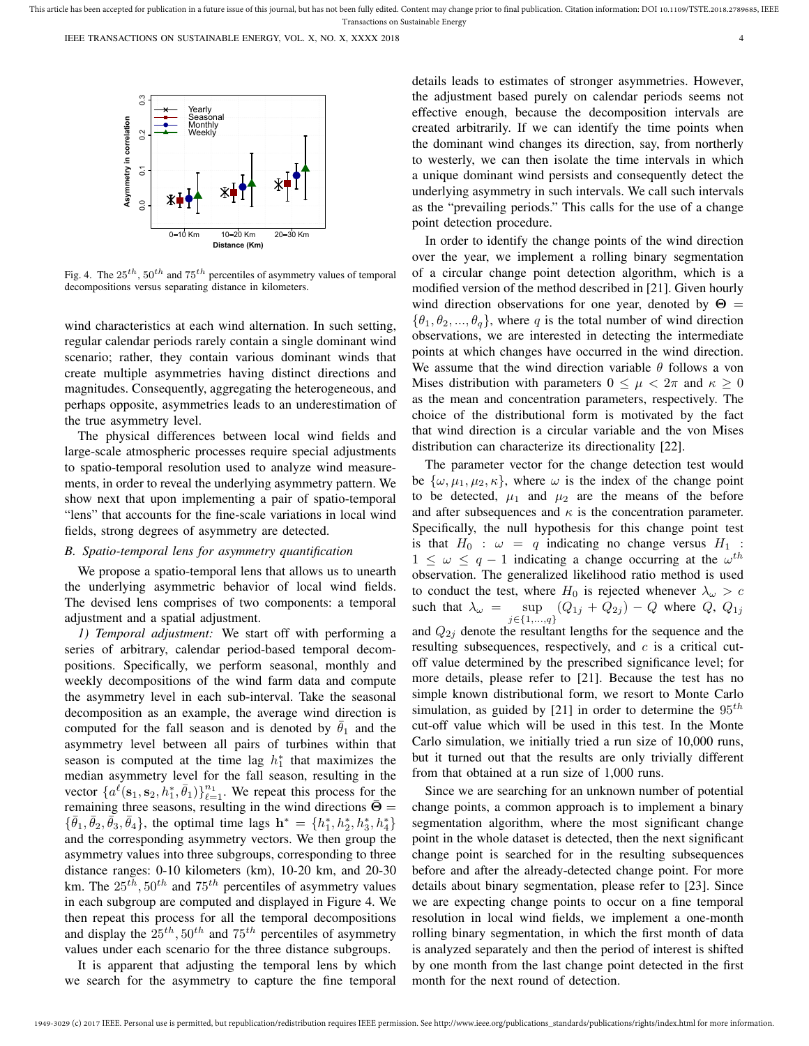Fig. 4. The $25^{th}$, $50^{th}$ and $75^{th}$ percentiles of asymmetry values of temporal decompositions versus separating distance in kilometers.

wind characteristics at each wind alternation. In such setting, regular calendar periods rarely contain a single dominant wind scenario; rather, they contain various dominant winds that create multiple asymmetries having distinct directions and magnitudes. Consequently, aggregating the heterogeneous, and perhaps opposite, asymmetries leads to an underestimation of the true asymmetry level.

The physical differences between local wind fields and large-scale atmospheric processes require special adjustments to spatio-temporal resolution used to analyze wind measurements, in order to reveal the underlying asymmetry pattern. We show next that upon implementing a pair of spatio-temporal "lens" that accounts for the fine-scale variations in local wind fields, strong degrees of asymmetry are detected.

### B. Spatio-temporal lens for asymmetry quantification

We propose a spatio-temporal lens that allows us to unearth the underlying asymmetric behavior of local wind fields. The devised lens comprises of two components: a temporal adjustment and a spatial adjustment.

*1) Temporal adjustment:* We start off with performing a series of arbitrary, calendar period-based temporal decompositions. Specifically, we perform seasonal, monthly and weekly decompositions of the wind farm data and compute the asymmetry level in each sub-interval. Take the seasonal decomposition as an example, the average wind direction is computed for the fall season and is denoted by $\bar{\theta}_1$ and the asymmetry level between all pairs of turbines within that season is computed at the time lag $h_1^*$ that maximizes the median asymmetry level for the fall season, resulting in the vector $\{a^{\ell}(\mathbf{s}_1, \mathbf{s}_2, h_1^*, \bar{\theta}_1)\}_{\ell=1}^{n_1}$. We repeat this process for the remaining three seasons, resulting in the wind directions $\bar{\mathbf{\Theta}} = \{\bar{\theta}_1, \bar{\theta}_2, \bar{\theta}_3, \bar{\theta}_4\}$, the optimal time lags $\mathbf{h}^* = \{h_1^*, h_2^*, h_3^*, h_4^*\}$ and the corresponding asymmetry vectors. We then group the asymmetry values into three subgroups, corresponding to three distance ranges: 0-10 kilometers (km), 10-20 km, and 20-30 km. The $25^{th}, 50^{th}$ and $75^{th}$ percentiles of asymmetry values in each subgroup are computed and displayed in Figure 4. We then repeat this process for all the temporal decompositions and display the $25^{th}, 50^{th}$ and $75^{th}$ percentiles of asymmetry values under each scenario for the three distance subgroups.

It is apparent that adjusting the temporal lens by which we search for the asymmetry to capture the fine temporal details leads to estimates of stronger asymmetries. However, the adjustment based purely on calendar periods seems not effective enough, because the decomposition intervals are created arbitrarily. If we can identify the time points when the dominant wind changes its direction, say, from northerly to westerly, we can then isolate the time intervals in which a unique dominant wind persists and consequently detect the underlying asymmetry in such intervals. We call such intervals as the "prevailing periods." This calls for the use of a change point detection procedure.

In order to identify the change points of the wind direction over the year, we implement a rolling binary segmentation of a circular change point detection algorithm, which is a modified version of the method described in [21]. Given hourly wind direction observations for one year, denoted by $\mathbf{\Theta} = \{\theta_1, \theta_2, ..., \theta_q\}$, where $q$ is the total number of wind direction observations, we are interested in detecting the intermediate points at which changes have occurred in the wind direction. We assume that the wind direction variable $\theta$ follows a von Mises distribution with parameters $0 \leq \mu < 2\pi$ and $\kappa \geq 0$ as the mean and concentration parameters, respectively. The choice of the distributional form is motivated by the fact that wind direction is a circular variable and the von Mises distribution can characterize its directionality [22].

The parameter vector for the change detection test would be $\{\omega, \mu_1, \mu_2, \kappa\}$, where $\omega$ is the index of the change point to be detected, $\mu_1$ and $\mu_2$ are the means of the before and after subsequences and $\kappa$ is the concentration parameter. Specifically, the null hypothesis for this change point test is that $H_0 : \omega = q$ indicating no change versus $H_1 : 1 \leq \omega \leq q-1$ indicating a change occurring at the $\omega^{th}$ observation. The generalized likelihood ratio method is used to conduct the test, where $H_0$ is rejected whenever $\lambda_\omega > c$ such that $\lambda_\omega = \sup_{j \in \{1,...,q\}} (Q_{1j} + Q_{2j}) - Q$ where $Q$, $Q_{1j}$ and $Q_{2j}$ denote the resultant lengths for the sequence and the resulting subsequences, respectively, and $c$ is a critical cutoff value determined by the prescribed significance level; for more details, please refer to [21]. Because the test has no simple known distributional form, we resort to Monte Carlo simulation, as guided by [21] in order to determine the $95^{th}$ cut-off value which will be used in this test. In the Monte Carlo simulation, we initially tried a run size of 10,000 runs, but it turned out that the results are only trivially different from that obtained at a run size of 1,000 runs.

Since we are searching for an unknown number of potential change points, a common approach is to implement a binary segmentation algorithm, where the most significant change point in the whole dataset is detected, then the next significant change point is searched for in the resulting subsequences before and after the already-detected change point. For more details about binary segmentation, please refer to [23]. Since we are expecting change points to occur on a fine temporal resolution in local wind fields, we implement a one-month rolling binary segmentation, in which the first month of data is analyzed separately and then the period of interest is shifted by one month from the last change point detected in the first month for the next round of detection.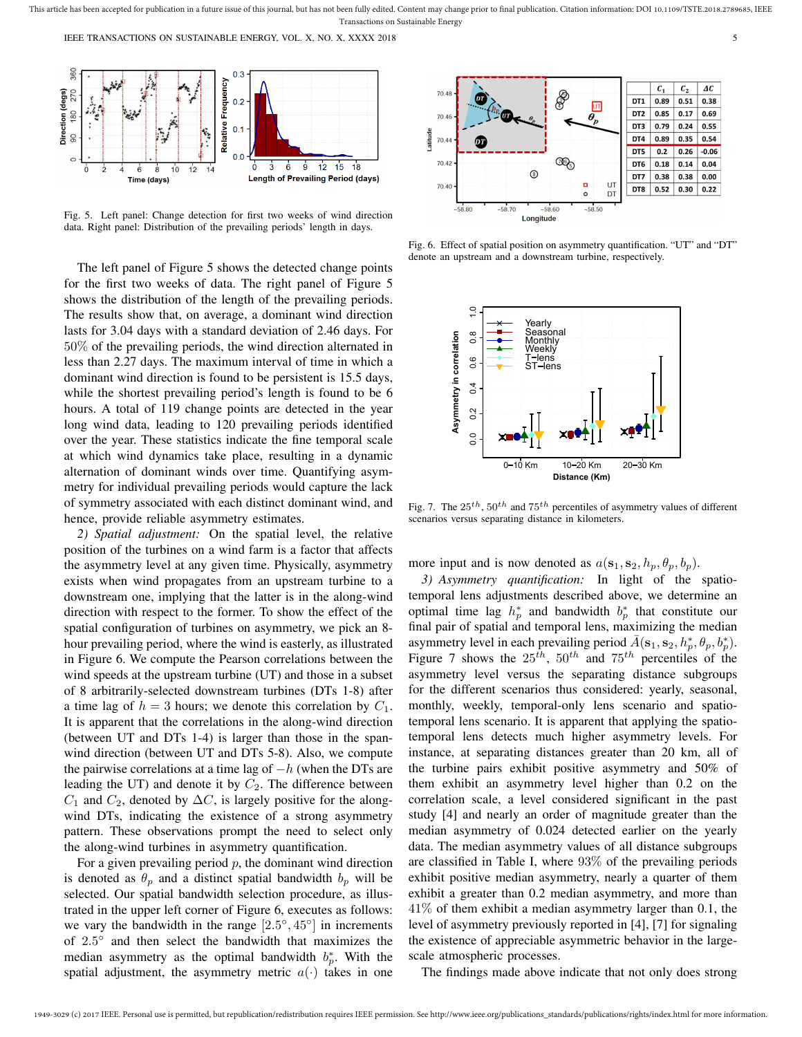Fig. 5. Left panel: Change detection for first two weeks of wind direction data. Right panel: Distribution of the prevailing periods' length in days.

The left panel of Figure 5 shows the detected change points for the first two weeks of data. The right panel of Figure 5 shows the distribution of the length of the prevailing periods. The results show that, on average, a dominant wind direction lasts for 3.04 days with a standard deviation of 2.46 days. For 50% of the prevailing periods, the wind direction alternated in less than 2.27 days. The maximum interval of time in which a dominant wind direction is found to be persistent is 15.5 days, while the shortest prevailing period's length is found to be 6 hours. A total of 119 change points are detected in the year long wind data, leading to 120 prevailing periods identified over the year. These statistics indicate the fine temporal scale at which wind dynamics take place, resulting in a dynamic alternation of dominant winds over time. Quantifying asymmetry for individual prevailing periods would capture the lack of symmetry associated with each distinct dominant wind, and hence, provide reliable asymmetry estimates.

*2) Spatial adjustment:* On the spatial level, the relative position of the turbines on a wind farm is a factor that affects the asymmetry level at any given time. Physically, asymmetry exists when wind propagates from an upstream turbine to a downstream one, implying that the latter is in the along-wind direction with respect to the former. To show the effect of the spatial configuration of turbines on asymmetry, we pick an 8-hour prevailing period, where the wind is easterly, as illustrated in Figure 6. We compute the Pearson correlations between the wind speeds at the upstream turbine (UT) and those in a subset of 8 arbitrarily-selected downstream turbines (DTs 1-8) after a time lag of $h = 3$ hours; we denote this correlation by $C_1$. It is apparent that the correlations in the along-wind direction (between UT and DTs 1-4) is larger than those in the span-wind direction (between UT and DTs 5-8). Also, we compute the pairwise correlations at a time lag of $-h$ (when the DTs are leading the UT) and denote it by $C_2$. The difference between $C_1$ and $C_2$, denoted by $\Delta C$, is largely positive for the along-wind DTs, indicating the existence of a strong asymmetry pattern. These observations prompt the need to select only the along-wind turbines in asymmetry quantification.

For a given prevailing period $p$, the dominant wind direction is denoted as $\theta_p$ and a distinct spatial bandwidth $b_p$ will be selected. Our spatial bandwidth selection procedure, as illustrated in the upper left corner of Figure 6, executes as follows: we vary the bandwidth in the range $[2.5°, 45°]$ in increments of $2.5°$ and then select the bandwidth that maximizes the median asymmetry as the optimal bandwidth $b_p^*$. With the spatial adjustment, the asymmetry metric $a(\cdot)$ takes in one more input and is now denoted as $a(\mathbf{s}_1, \mathbf{s}_2, h_p, \theta_p, b_p)$.

| | $C_1$ | $C_2$ | $\Delta C$ |
|---|---|---|---|
| DT1 | 0.89 | 0.51 | 0.38 |
| DT2 | 0.85 | 0.17 | 0.69 |
| DT3 | 0.79 | 0.24 | 0.55 |
| DT4 | 0.89 | 0.35 | 0.54 |
| DT5 | 0.2 | 0.26 | -0.06 |
| DT6 | 0.18 | 0.14 | 0.04 |
| DT7 | 0.38 | 0.38 | 0.00 |
| DT8 | 0.52 | 0.30 | 0.22 |

Fig. 6. Effect of spatial position on asymmetry quantification. "UT" and "DT" denote an upstream and a downstream turbine, respectively.

Fig. 7. The $25^{th}$, $50^{th}$ and $75^{th}$ percentiles of asymmetry values of different scenarios versus separating distance in kilometers.

*3) Asymmetry quantification:* In light of the spatio-temporal lens adjustments described above, we determine an optimal time lag $h_p^*$ and bandwidth $b_p^*$ that constitute our final pair of spatial and temporal lens, maximizing the median asymmetry level in each prevailing period $\bar{A}(\mathbf{s}_1, \mathbf{s}_2, h_p^*, \theta_p, b_p^*)$. Figure 7 shows the $25^{th}$, $50^{th}$ and $75^{th}$ percentiles of the asymmetry level versus the separating distance subgroups for the different scenarios thus considered: yearly, seasonal, monthly, weekly, temporal-only lens scenario and spatio-temporal lens scenario. It is apparent that applying the spatio-temporal lens detects much higher asymmetry levels. For instance, at separating distances greater than 20 km, all of the turbine pairs exhibit positive asymmetry and 50% of them exhibit an asymmetry level higher than 0.2 on the correlation scale, a level considered significant in the past study [4] and nearly an order of magnitude greater than the median asymmetry of 0.024 detected earlier on the yearly data. The median asymmetry values of all distance subgroups are classified in Table I, where 93% of the prevailing periods exhibit positive median asymmetry, nearly a quarter of them exhibit a greater than 0.2 median asymmetry, and more than 41% of them exhibit a median asymmetry larger than 0.1, the level of asymmetry previously reported in [4], [7] for signaling the existence of appreciable asymmetric behavior in the large-scale atmospheric processes.

The findings made above indicate that not only does strong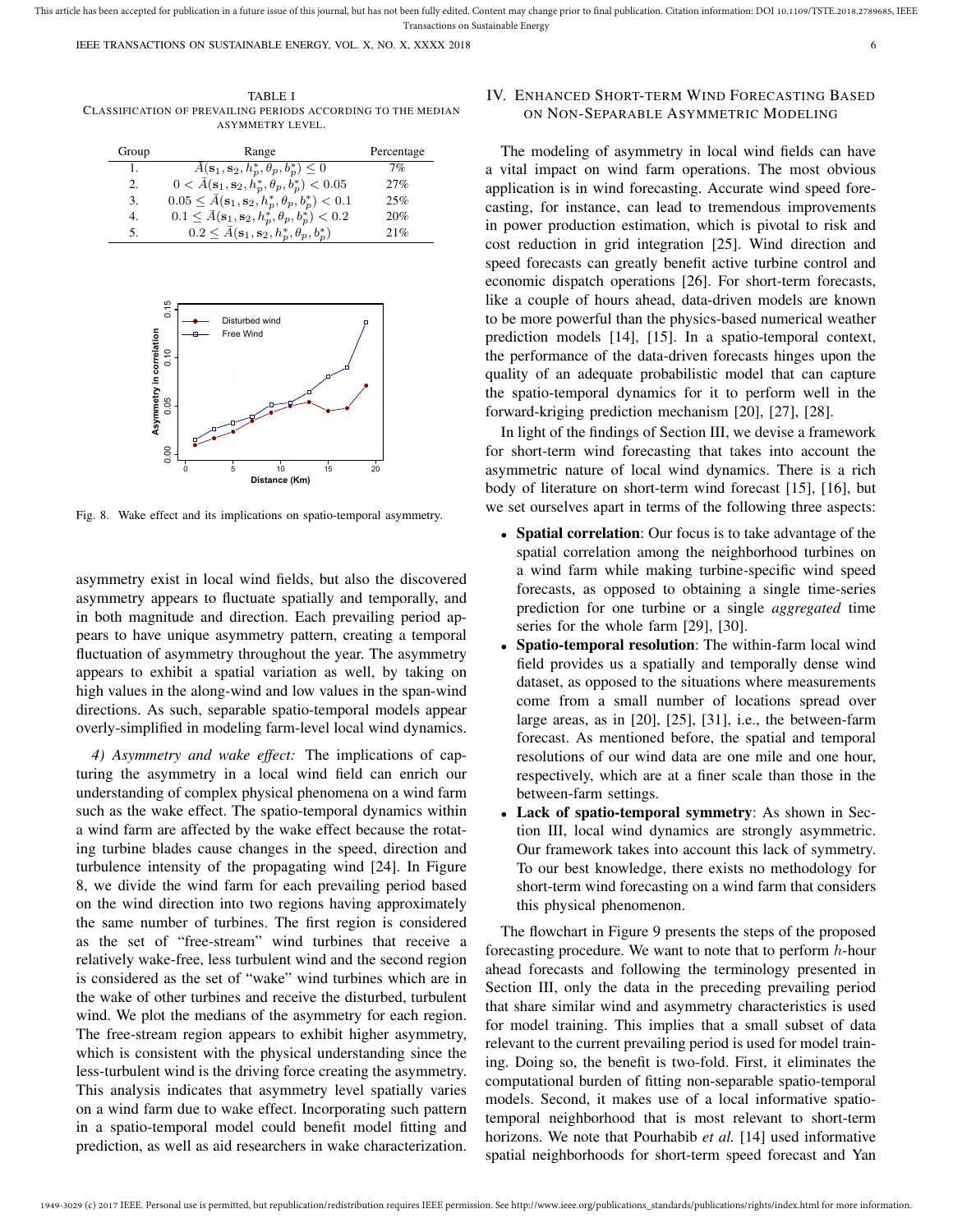TABLE I
CLASSIFICATION OF PREVAILING PERIODS ACCORDING TO THE MEDIAN ASYMMETRY LEVEL.

| Group | Range | Percentage |
|---|---|---|
| 1. | $\bar{A}(\mathbf{s}_1, \mathbf{s}_2, h_p^*, \theta_p, b_p^*) \leq 0$ | 7% |
| 2. | $0 < \bar{A}(\mathbf{s}_1, \mathbf{s}_2, h_p^*, \theta_p, b_p^*) < 0.05$ | 27% |
| 3. | $0.05 \leq \bar{A}(\mathbf{s}_1, \mathbf{s}_2, h_p^*, \theta_p, b_p^*) < 0.1$ | 25% |
| 4. | $0.1 \leq \bar{A}(\mathbf{s}_1, \mathbf{s}_2, h_p^*, \theta_p, b_p^*) < 0.2$ | 20% |
| 5. | $0.2 \leq \bar{A}(\mathbf{s}_1, \mathbf{s}_2, h_p^*, \theta_p, b_p^*)$ | 21% |

Fig. 8. Wake effect and its implications on spatio-temporal asymmetry.

asymmetry exist in local wind fields, but also the discovered asymmetry appears to fluctuate spatially and temporally, and in both magnitude and direction. Each prevailing period appears to have unique asymmetry pattern, creating a temporal fluctuation of asymmetry throughout the year. The asymmetry appears to exhibit a spatial variation as well, by taking on high values in the along-wind and low values in the span-wind directions. As such, separable spatio-temporal models appear overly-simplified in modeling farm-level local wind dynamics.

*4) Asymmetry and wake effect:* The implications of capturing the asymmetry in a local wind field can enrich our understanding of complex physical phenomena on a wind farm such as the wake effect. The spatio-temporal dynamics within a wind farm are affected by the wake effect because the rotating turbine blades cause changes in the speed, direction and turbulence intensity of the propagating wind [24]. In Figure 8, we divide the wind farm for each prevailing period based on the wind direction into two regions having approximately the same number of turbines. The first region is considered as the set of "free-stream" wind turbines that receive a relatively wake-free, less turbulent wind and the second region is considered as the set of "wake" wind turbines which are in the wake of other turbines and receive the disturbed, turbulent wind. We plot the medians of the asymmetry for each region. The free-stream region appears to exhibit higher asymmetry, which is consistent with the physical understanding since the less-turbulent wind is the driving force creating the asymmetry. This analysis indicates that asymmetry level spatially varies on a wind farm due to wake effect. Incorporating such pattern in a spatio-temporal model could benefit model fitting and prediction, as well as aid researchers in wake characterization.

## IV. Enhanced Short-term Wind Forecasting Based on Non-Separable Asymmetric Modeling

The modeling of asymmetry in local wind fields can have a vital impact on wind farm operations. The most obvious application is in wind forecasting. Accurate wind speed forecasting, for instance, can lead to tremendous improvements in power production estimation, which is pivotal to risk and cost reduction in grid integration [25]. Wind direction and speed forecasts can greatly benefit active turbine control and economic dispatch operations [26]. For short-term forecasts, like a couple of hours ahead, data-driven models are known to be more powerful than the physics-based numerical weather prediction models [14], [15]. In a spatio-temporal context, the performance of the data-driven forecasts hinges upon the quality of an adequate probabilistic model that can capture the spatio-temporal dynamics for it to perform well in the forward-kriging prediction mechanism [20], [27], [28].

In light of the findings of Section III, we devise a framework for short-term wind forecasting that takes into account the asymmetric nature of local wind dynamics. There is a rich body of literature on short-term wind forecast [15], [16], but we set ourselves apart in terms of the following three aspects:

- **Spatial correlation**: Our focus is to take advantage of the spatial correlation among the neighborhood turbines on a wind farm while making turbine-specific wind speed forecasts, as opposed to obtaining a single time-series prediction for one turbine or a single *aggregated* time series for the whole farm [29], [30].
- **Spatio-temporal resolution**: The within-farm local wind field provides us a spatially and temporally dense wind dataset, as opposed to the situations where measurements come from a small number of locations spread over large areas, as in [20], [25], [31], i.e., the between-farm forecast. As mentioned before, the spatial and temporal resolutions of our wind data are one mile and one hour, respectively, which are at a finer scale than those in the between-farm settings.
- **Lack of spatio-temporal symmetry**: As shown in Section III, local wind dynamics are strongly asymmetric. Our framework takes into account this lack of symmetry. To our best knowledge, there exists no methodology for short-term wind forecasting on a wind farm that considers this physical phenomenon.

The flowchart in Figure 9 presents the steps of the proposed forecasting procedure. We want to note that to perform $h$-hour ahead forecasts and following the terminology presented in Section III, only the data in the preceding prevailing period that share similar wind and asymmetry characteristics is used for model training. This implies that a small subset of data relevant to the current prevailing period is used for model training. Doing so, the benefit is two-fold. First, it eliminates the computational burden of fitting non-separable spatio-temporal models. Second, it makes use of a local informative spatio-temporal neighborhood that is most relevant to short-term horizons. We note that Pourhabib *et al.* [14] used informative spatial neighborhoods for short-term speed forecast and Yan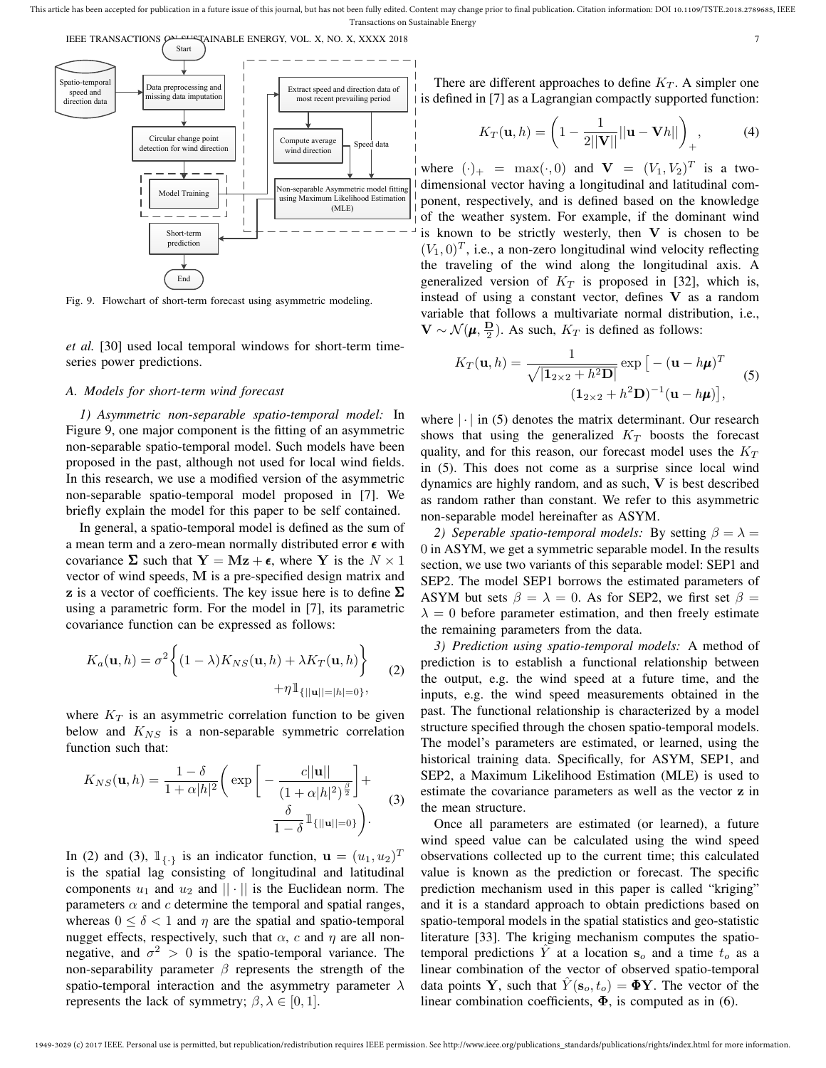Fig. 9. Flowchart of short-term forecast using asymmetric modeling.

*et al.* [30] used local temporal windows for short-term time-series power predictions.

### A. Models for short-term wind forecast

*1) Asymmetric non-separable spatio-temporal model:* In Figure 9, one major component is the fitting of an asymmetric non-separable spatio-temporal model. Such models have been proposed in the past, although not used for local wind fields. In this research, we use a modified version of the asymmetric non-separable spatio-temporal model proposed in [7]. We briefly explain the model for this paper to be self contained.

In general, a spatio-temporal model is defined as the sum of a mean term and a zero-mean normally distributed error $\boldsymbol{\epsilon}$ with covariance $\boldsymbol{\Sigma}$ such that $\mathbf{Y} = \mathbf{M}\mathbf{z} + \boldsymbol{\epsilon}$, where $\mathbf{Y}$ is the $N \times 1$ vector of wind speeds, $\mathbf{M}$ is a pre-specified design matrix and $\mathbf{z}$ is a vector of coefficients. The key issue here is to define $\boldsymbol{\Sigma}$ using a parametric form. For the model in [7], its parametric covariance function can be expressed as follows:

$$K_a(\mathbf{u}, h) = \sigma^2 \bigg\{ (1-\lambda) K_{NS}(\mathbf{u}, h) + \lambda K_T(\mathbf{u}, h) \bigg\} + \eta \mathbb{1}_{\{||\mathbf{u}||=|h|=0\}}, \tag{2}$$

where $K_T$ is an asymmetric correlation function to be given below and $K_{NS}$ is a non-separable symmetric correlation function such that:

$$K_{NS}(\mathbf{u}, h) = \frac{1-\delta}{1+\alpha|h|^2} \Bigg( \exp\bigg[ -\frac{c||\mathbf{u}||}{(1+\alpha|h|^2)^{\frac{\beta}{2}}} \bigg] + \frac{\delta}{1-\delta} \mathbb{1}_{\{||\mathbf{u}||=0\}} \Bigg). \tag{3}$$

In (2) and (3), $\mathbb{1}_{\{\cdot\}}$ is an indicator function, $\mathbf{u} = (u_1, u_2)^T$ is the spatial lag consisting of longitudinal and latitudinal components $u_1$ and $u_2$ and $||\cdot||$ is the Euclidean norm. The parameters $\alpha$ and $c$ determine the temporal and spatial ranges, whereas $0 \leq \delta < 1$ and $\eta$ are the spatial and spatio-temporal nugget effects, respectively, such that $\alpha$, $c$ and $\eta$ are all non-negative, and $\sigma^2 > 0$ is the spatio-temporal variance. The non-separability parameter $\beta$ represents the strength of the spatio-temporal interaction and the asymmetry parameter $\lambda$ represents the lack of symmetry; $\beta, \lambda \in [0, 1]$.

There are different approaches to define $K_T$. A simpler one is defined in [7] as a Lagrangian compactly supported function:

$$K_T(\mathbf{u}, h) = \left( 1 - \frac{1}{2||\mathbf{V}||} ||\mathbf{u} - \mathbf{V}h|| \right)_+, \tag{4}$$

where $(\cdot)_+ = \max(\cdot, 0)$ and $\mathbf{V} = (V_1, V_2)^T$ is a two-dimensional vector having a longitudinal and latitudinal component, respectively, and is defined based on the knowledge of the weather system. For example, if the dominant wind is known to be strictly westerly, then $\mathbf{V}$ is chosen to be $(V_1, 0)^T$, i.e., a non-zero longitudinal wind velocity reflecting the traveling of the wind along the longitudinal axis. A generalized version of $K_T$ is proposed in [32], which is, instead of using a constant vector, defines $\mathbf{V}$ as a random variable that follows a multivariate normal distribution, i.e., $\mathbf{V} \sim \mathcal{N}(\boldsymbol{\mu}, \frac{\mathbf{D}}{2})$. As such, $K_T$ is defined as follows:

$$K_T(\mathbf{u}, h) = \frac{1}{\sqrt{|\mathbf{1}_{2\times 2} + h^2 \mathbf{D}|}} \exp\big[ -(\mathbf{u} - h\boldsymbol{\mu})^T (\mathbf{1}_{2\times 2} + h^2\mathbf{D})^{-1} (\mathbf{u} - h\boldsymbol{\mu}) \big], \tag{5}$$

where $|\cdot|$ in (5) denotes the matrix determinant. Our research shows that using the generalized $K_T$ boosts the forecast quality, and for this reason, our forecast model uses the $K_T$ in (5). This does not come as a surprise since local wind dynamics are highly random, and as such, $\mathbf{V}$ is best described as random rather than constant. We refer to this asymmetric non-separable model hereinafter as ASYM.

*2) Seperable spatio-temporal models:* By setting $\beta = \lambda = 0$ in ASYM, we get a symmetric separable model. In the results section, we use two variants of this separable model: SEP1 and SEP2. The model SEP1 borrows the estimated parameters of ASYM but sets $\beta = \lambda = 0$. As for SEP2, we first set $\beta = \lambda = 0$ before parameter estimation, and then freely estimate the remaining parameters from the data.

*3) Prediction using spatio-temporal models:* A method of prediction is to establish a functional relationship between the output, e.g. the wind speed at a future time, and the inputs, e.g. the wind speed measurements obtained in the past. The functional relationship is characterized by a model structure specified through the chosen spatio-temporal models. The model's parameters are estimated, or learned, using the historical training data. Specifically, for ASYM, SEP1, and SEP2, a Maximum Likelihood Estimation (MLE) is used to estimate the covariance parameters as well as the vector $\mathbf{z}$ in the mean structure.

Once all parameters are estimated (or learned), a future wind speed value can be calculated using the wind speed observations collected up to the current time; this calculated value is known as the prediction or forecast. The specific prediction mechanism used in this paper is called "kriging" and it is a standard approach to obtain predictions based on spatio-temporal models in the spatial statistics and geo-statistic literature [33]. The kriging mechanism computes the spatio-temporal predictions $\hat{Y}$ at a location $\mathbf{s}_o$ and a time $t_o$ as a linear combination of the vector of observed spatio-temporal data points $\mathbf{Y}$, such that $\hat{Y}(\mathbf{s}_o, t_o) = \boldsymbol{\Phi}\mathbf{Y}$. The vector of the linear combination coefficients, $\boldsymbol{\Phi}$, is computed as in (6).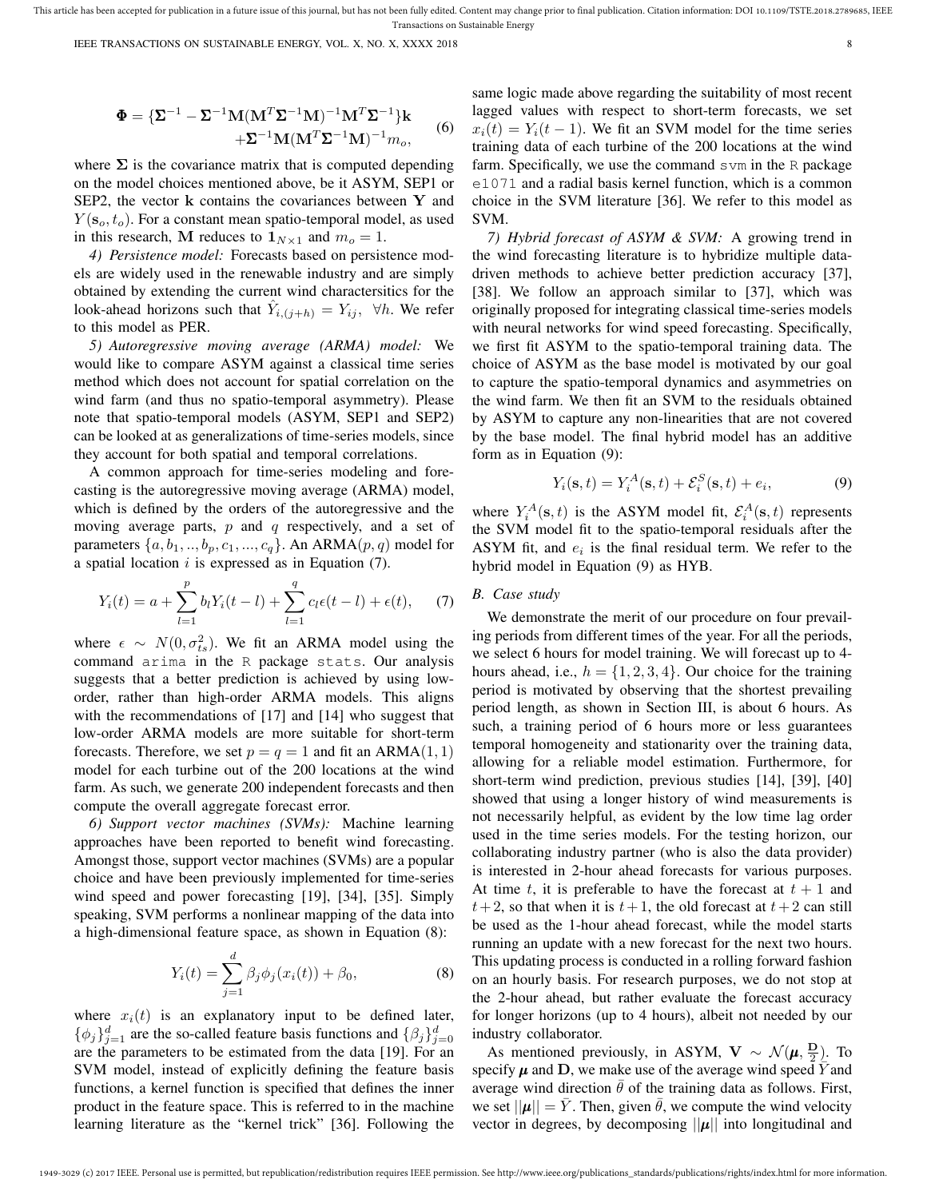$$\mathbf{\Phi} = \{\mathbf{\Sigma}^{-1} - \mathbf{\Sigma}^{-1}\mathbf{M}(\mathbf{M}^T\mathbf{\Sigma}^{-1}\mathbf{M})^{-1}\mathbf{M}^T\mathbf{\Sigma}^{-1}\}\mathbf{k} + \mathbf{\Sigma}^{-1}\mathbf{M}(\mathbf{M}^T\mathbf{\Sigma}^{-1}\mathbf{M})^{-1}m_o, \tag{6}$$

where $\mathbf{\Sigma}$ is the covariance matrix that is computed depending on the model choices mentioned above, be it ASYM, SEP1 or SEP2, the vector $\mathbf{k}$ contains the covariances between $\mathbf{Y}$ and $Y(\mathbf{s}_o, t_o)$. For a constant mean spatio-temporal model, as used in this research, $\mathbf{M}$ reduces to $\mathbf{1}_{N\times 1}$ and $m_o = 1$.

*4) Persistence model:* Forecasts based on persistence models are widely used in the renewable industry and are simply obtained by extending the current wind charactersitics for the look-ahead horizons such that $\hat{Y}_{i,(j+h)} = Y_{ij}, \ \forall h$. We refer to this model as PER.

*5) Autoregressive moving average (ARMA) model:* We would like to compare ASYM against a classical time series method which does not account for spatial correlation on the wind farm (and thus no spatio-temporal asymmetry). Please note that spatio-temporal models (ASYM, SEP1 and SEP2) can be looked at as generalizations of time-series models, since they account for both spatial and temporal correlations.

A common approach for time-series modeling and forecasting is the autoregressive moving average (ARMA) model, which is defined by the orders of the autoregressive and the moving average parts, $p$ and $q$ respectively, and a set of parameters $\{a, b_1, .., b_p, c_1, ..., c_q\}$. An ARMA$(p, q)$ model for a spatial location $i$ is expressed as in Equation (7).

$$Y_i(t) = a + \sum_{l=1}^{p} b_l Y_i(t-l) + \sum_{l=1}^{q} c_l \epsilon(t-l) + \epsilon(t), \tag{7}$$

where $\epsilon \sim N(0, \sigma_{ts}^2)$. We fit an ARMA model using the command `arima` in the `R` package `stats`. Our analysis suggests that a better prediction is achieved by using low-order, rather than high-order ARMA models. This aligns with the recommendations of [17] and [14] who suggest that low-order ARMA models are more suitable for short-term forecasts. Therefore, we set $p = q = 1$ and fit an ARMA$(1, 1)$ model for each turbine out of the 200 locations at the wind farm. As such, we generate 200 independent forecasts and then compute the overall aggregate forecast error.

*6) Support vector machines (SVMs):* Machine learning approaches have been reported to benefit wind forecasting. Amongst those, support vector machines (SVMs) are a popular choice and have been previously implemented for time-series wind speed and power forecasting [19], [34], [35]. Simply speaking, SVM performs a nonlinear mapping of the data into a high-dimensional feature space, as shown in Equation (8):

$$Y_i(t) = \sum_{j=1}^{d} \beta_j \phi_j(x_i(t)) + \beta_0, \tag{8}$$

where $x_i(t)$ is an explanatory input to be defined later, $\{\phi_j\}_{j=1}^d$ are the so-called feature basis functions and $\{\beta_j\}_{j=0}^d$ are the parameters to be estimated from the data [19]. For an SVM model, instead of explicitly defining the feature basis functions, a kernel function is specified that defines the inner product in the feature space. This is referred to in the machine learning literature as the "kernel trick" [36]. Following the same logic made above regarding the suitability of most recent lagged values with respect to short-term forecasts, we set $x_i(t) = Y_i(t-1)$. We fit an SVM model for the time series training data of each turbine of the 200 locations at the wind farm. Specifically, we use the command `svm` in the `R` package `e1071` and a radial basis kernel function, which is a common choice in the SVM literature [36]. We refer to this model as SVM.

*7) Hybrid forecast of ASYM & SVM:* A growing trend in the wind forecasting literature is to hybridize multiple data-driven methods to achieve better prediction accuracy [37], [38]. We follow an approach similar to [37], which was originally proposed for integrating classical time-series models with neural networks for wind speed forecasting. Specifically, we first fit ASYM to the spatio-temporal training data. The choice of ASYM as the base model is motivated by our goal to capture the spatio-temporal dynamics and asymmetries on the wind farm. We then fit an SVM to the residuals obtained by ASYM to capture any non-linearities that are not covered by the base model. The final hybrid model has an additive form as in Equation (9):

$$Y_i(\mathbf{s}, t) = Y_i^A(\mathbf{s}, t) + \mathcal{E}_i^S(\mathbf{s}, t) + e_i, \tag{9}$$

where $Y_i^A(\mathbf{s}, t)$ is the ASYM model fit, $\mathcal{E}_i^A(\mathbf{s}, t)$ represents the SVM model fit to the spatio-temporal residuals after the ASYM fit, and $e_i$ is the final residual term. We refer to the hybrid model in Equation (9) as HYB.

### *B. Case study*

We demonstrate the merit of our procedure on four prevailing periods from different times of the year. For all the periods, we select 6 hours for model training. We will forecast up to 4-hours ahead, i.e., $h = \{1, 2, 3, 4\}$. Our choice for the training period is motivated by observing that the shortest prevailing period length, as shown in Section III, is about 6 hours. As such, a training period of 6 hours more or less guarantees temporal homogeneity and stationarity over the training data, allowing for a reliable model estimation. Furthermore, for short-term wind prediction, previous studies [14], [39], [40] showed that using a longer history of wind measurements is not necessarily helpful, as evident by the low time lag order used in the time series models. For the testing horizon, our collaborating industry partner (who is also the data provider) is interested in 2-hour ahead forecasts for various purposes. At time $t$, it is preferable to have the forecast at $t+1$ and $t+2$, so that when it is $t+1$, the old forecast at $t+2$ can still be used as the 1-hour ahead forecast, while the model starts running an update with a new forecast for the next two hours. This updating process is conducted in a rolling forward fashion on an hourly basis. For research purposes, we do not stop at the 2-hour ahead, but rather evaluate the forecast accuracy for longer horizons (up to 4 hours), albeit not needed by our industry collaborator.

As mentioned previously, in ASYM, $\mathbf{V} \sim \mathcal{N}(\boldsymbol{\mu}, \frac{\mathbf{D}}{2})$. To specify $\boldsymbol{\mu}$ and $\mathbf{D}$, we make use of the average wind speed $\bar{Y}$ and average wind direction $\bar{\theta}$ of the training data as follows. First, we set $||\boldsymbol{\mu}|| = \bar{Y}$. Then, given $\bar{\theta}$, we compute the wind velocity vector in degrees, by decomposing $||\boldsymbol{\mu}||$ into longitudinal and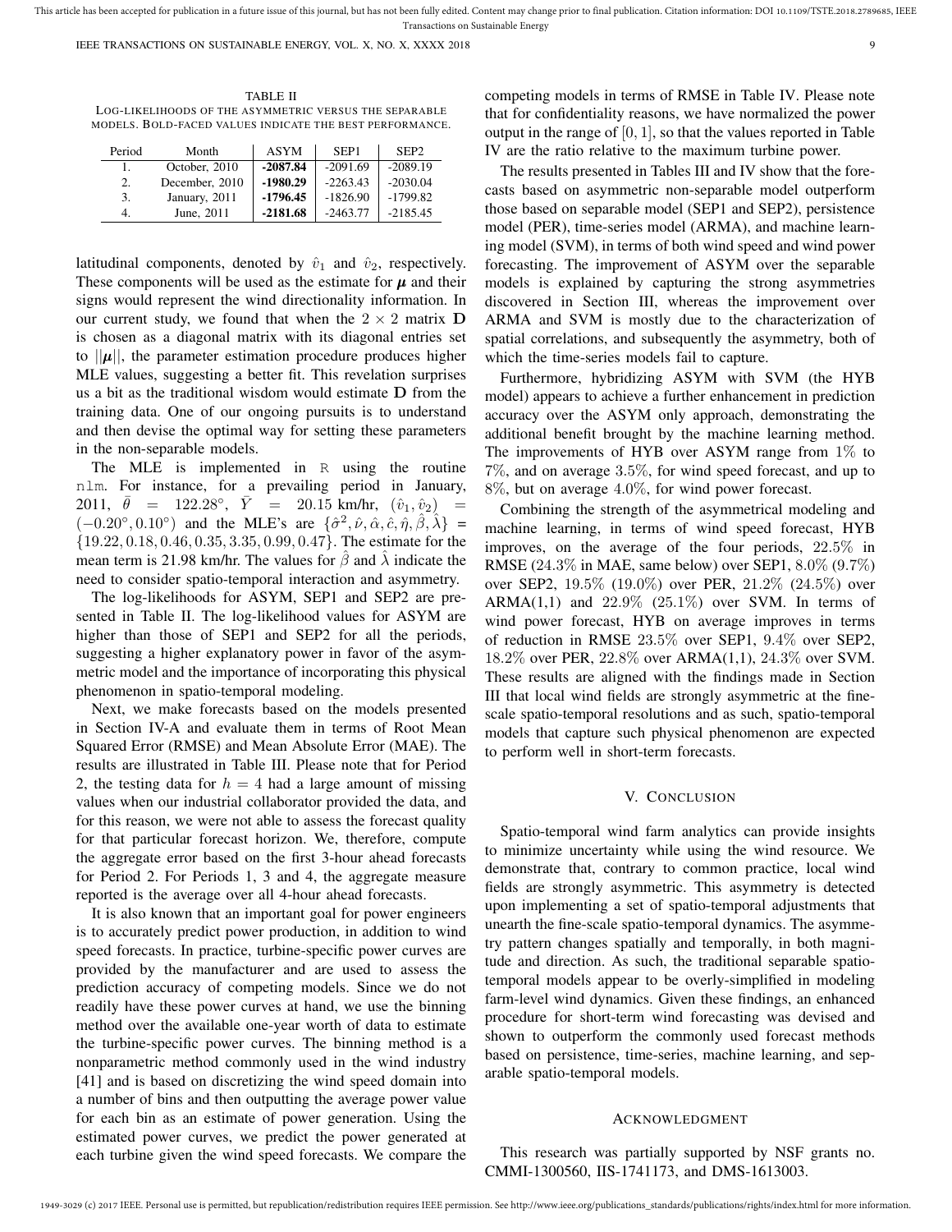TABLE II

LOG-LIKELIHOODS OF THE ASYMMETRIC VERSUS THE SEPARABLE MODELS. BOLD-FACED VALUES INDICATE THE BEST PERFORMANCE.

| Period | Month | ASYM | SEP1 | SEP2 |
|---|---|---|---|---|
| 1. | October, 2010 | **-2087.84** | -2091.69 | -2089.19 |
| 2. | December, 2010 | **-1980.29** | -2263.43 | -2030.04 |
| 3. | January, 2011 | **-1796.45** | -1826.90 | -1799.82 |
| 4. | June, 2011 | **-2181.68** | -2463.77 | -2185.45 |

latitudinal components, denoted by $\hat{v}_1$ and $\hat{v}_2$, respectively. These components will be used as the estimate for $\boldsymbol{\mu}$ and their signs would represent the wind directionality information. In our current study, we found that when the $2 \times 2$ matrix $\mathbf{D}$ is chosen as a diagonal matrix with its diagonal entries set to $||\boldsymbol{\mu}||$, the parameter estimation procedure produces higher MLE values, suggesting a better fit. This revelation surprises us a bit as the traditional wisdom would estimate $\mathbf{D}$ from the training data. One of our ongoing pursuits is to understand and then devise the optimal way for setting these parameters in the non-separable models.

The MLE is implemented in `R` using the routine `nlm`. For instance, for a prevailing period in January, 2011, $\bar{\theta} = 122.28^\circ$, $\bar{Y} = 20.15$ km/hr, $(\hat{v}_1, \hat{v}_2) = (-0.20^\circ, 0.10^\circ)$ and the MLE's are $\{\hat{\sigma}^2, \hat{\nu}, \hat{\alpha}, \hat{c}, \hat{\eta}, \hat{\beta}, \hat{\lambda}\} = \{19.22, 0.18, 0.46, 0.35, 3.35, 0.99, 0.47\}$. The estimate for the mean term is 21.98 km/hr. The values for $\hat{\beta}$ and $\hat{\lambda}$ indicate the need to consider spatio-temporal interaction and asymmetry.

The log-likelihoods for ASYM, SEP1 and SEP2 are presented in Table II. The log-likelihood values for ASYM are higher than those of SEP1 and SEP2 for all the periods, suggesting a higher explanatory power in favor of the asymmetric model and the importance of incorporating this physical phenomenon in spatio-temporal modeling.

Next, we make forecasts based on the models presented in Section IV-A and evaluate them in terms of Root Mean Squared Error (RMSE) and Mean Absolute Error (MAE). The results are illustrated in Table III. Please note that for Period 2, the testing data for $h = 4$ had a large amount of missing values when our industrial collaborator provided the data, and for this reason, we were not able to assess the forecast quality for that particular forecast horizon. We, therefore, compute the aggregate error based on the first 3-hour ahead forecasts for Period 2. For Periods 1, 3 and 4, the aggregate measure reported is the average over all 4-hour ahead forecasts.

It is also known that an important goal for power engineers is to accurately predict power production, in addition to wind speed forecasts. In practice, turbine-specific power curves are provided by the manufacturer and are used to assess the prediction accuracy of competing models. Since we do not readily have these power curves at hand, we use the binning method over the available one-year worth of data to estimate the turbine-specific power curves. The binning method is a nonparametric method commonly used in the wind industry [41] and is based on discretizing the wind speed domain into a number of bins and then outputting the average power value for each bin as an estimate of power generation. Using the estimated power curves, we predict the power generated at each turbine given the wind speed forecasts. We compare the competing models in terms of RMSE in Table IV. Please note that for confidentiality reasons, we have normalized the power output in the range of $[0, 1]$, so that the values reported in Table IV are the ratio relative to the maximum turbine power.

The results presented in Tables III and IV show that the forecasts based on asymmetric non-separable model outperform those based on separable model (SEP1 and SEP2), persistence model (PER), time-series model (ARMA), and machine learning model (SVM), in terms of both wind speed and wind power forecasting. The improvement of ASYM over the separable models is explained by capturing the strong asymmetries discovered in Section III, whereas the improvement over ARMA and SVM is mostly due to the characterization of spatial correlations, and subsequently the asymmetry, both of which the time-series models fail to capture.

Furthermore, hybridizing ASYM with SVM (the HYB model) appears to achieve a further enhancement in prediction accuracy over the ASYM only approach, demonstrating the additional benefit brought by the machine learning method. The improvements of HYB over ASYM range from $1\%$ to $7\%$, and on average $3.5\%$, for wind speed forecast, and up to $8\%$, but on average $4.0\%$, for wind power forecast.

Combining the strength of the asymmetrical modeling and machine learning, in terms of wind speed forecast, HYB improves, on the average of the four periods, $22.5\%$ in RMSE ($24.3\%$ in MAE, same below) over SEP1, $8.0\%$ ($9.7\%$) over SEP2, $19.5\%$ ($19.0\%$) over PER, $21.2\%$ ($24.5\%$) over ARMA(1,1) and $22.9\%$ ($25.1\%$) over SVM. In terms of wind power forecast, HYB on average improves in terms of reduction in RMSE $23.5\%$ over SEP1, $9.4\%$ over SEP2, $18.2\%$ over PER, $22.8\%$ over ARMA(1,1), $24.3\%$ over SVM. These results are aligned with the findings made in Section III that local wind fields are strongly asymmetric at the fine-scale spatio-temporal resolutions and as such, spatio-temporal models that capture such physical phenomenon are expected to perform well in short-term forecasts.

## V. CONCLUSION

Spatio-temporal wind farm analytics can provide insights to minimize uncertainty while using the wind resource. We demonstrate that, contrary to common practice, local wind fields are strongly asymmetric. This asymmetry is detected upon implementing a set of spatio-temporal adjustments that unearth the fine-scale spatio-temporal dynamics. The asymmetry pattern changes spatially and temporally, in both magnitude and direction. As such, the traditional separable spatio-temporal models appear to be overly-simplified in modeling farm-level wind dynamics. Given these findings, an enhanced procedure for short-term wind forecasting was devised and shown to outperform the commonly used forecast methods based on persistence, time-series, machine learning, and separable spatio-temporal models.

## ACKNOWLEDGMENT

This research was partially supported by NSF grants no. CMMI-1300560, IIS-1741173, and DMS-1613003.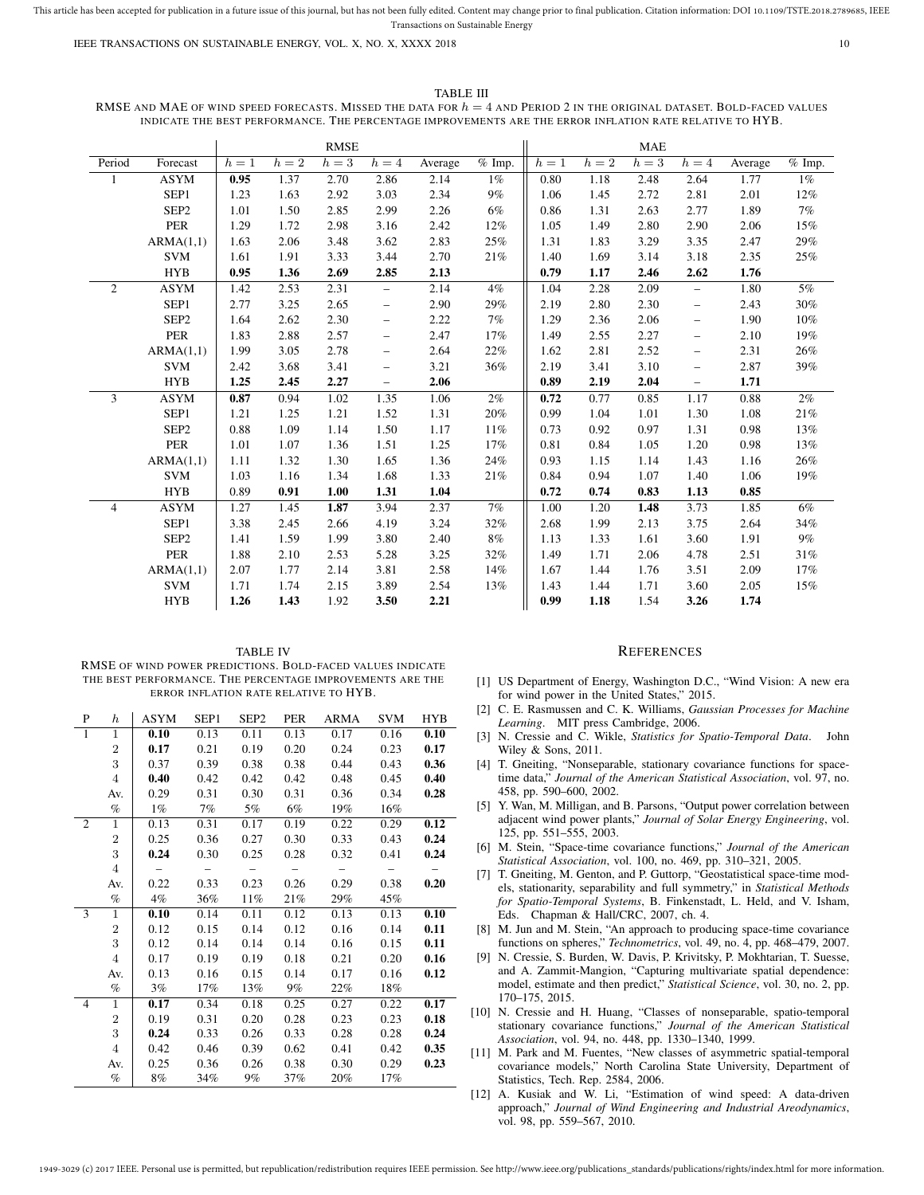TABLE III

RMSE AND MAE OF WIND SPEED FORECASTS. MISSED THE DATA FOR $h = 4$ AND PERIOD 2 IN THE ORIGINAL DATASET. BOLD-FACED VALUES INDICATE THE BEST PERFORMANCE. THE PERCENTAGE IMPROVEMENTS ARE THE ERROR INFLATION RATE RELATIVE TO HYB.

| | | RMSE | | | | | | MAE | | | | | |
|---|---|---|---|---|---|---|---|---|---|---|---|---|---|
| Period | Forecast | $h=1$ | $h=2$ | $h=3$ | $h=4$ | Average | % Imp. | $h=1$ | $h=2$ | $h=3$ | $h=4$ | Average | % Imp. |
| 1 | ASYM | **0.95** | 1.37 | 2.70 | 2.86 | 2.14 | 1% | 0.80 | 1.18 | 2.48 | 2.64 | 1.77 | 1% |
| | SEP1 | 1.23 | 1.63 | 2.92 | 3.03 | 2.34 | 9% | 1.06 | 1.45 | 2.72 | 2.81 | 2.01 | 12% |
| | SEP2 | 1.01 | 1.50 | 2.85 | 2.99 | 2.26 | 6% | 0.86 | 1.31 | 2.63 | 2.77 | 1.89 | 7% |
| | PER | 1.29 | 1.72 | 2.98 | 3.16 | 2.42 | 12% | 1.05 | 1.49 | 2.80 | 2.90 | 2.06 | 15% |
| | ARMA(1,1) | 1.63 | 2.06 | 3.48 | 3.62 | 2.83 | 25% | 1.31 | 1.83 | 3.29 | 3.35 | 2.47 | 29% |
| | SVM | 1.61 | 1.91 | 3.33 | 3.44 | 2.70 | 21% | 1.40 | 1.69 | 3.14 | 3.18 | 2.35 | 25% |
| | HYB | **0.95** | **1.36** | **2.69** | **2.85** | **2.13** | | **0.79** | **1.17** | **2.46** | **2.62** | **1.76** | |
| 2 | ASYM | 1.42 | 2.53 | 2.31 | – | 2.14 | 4% | 1.04 | 2.28 | 2.09 | – | 1.80 | 5% |
| | SEP1 | 2.77 | 3.25 | 2.65 | – | 2.90 | 29% | 2.19 | 2.80 | 2.30 | – | 2.43 | 30% |
| | SEP2 | 1.64 | 2.62 | 2.30 | – | 2.22 | 7% | 1.29 | 2.36 | 2.06 | – | 1.90 | 10% |
| | PER | 1.83 | 2.88 | 2.57 | – | 2.47 | 17% | 1.49 | 2.55 | 2.27 | – | 2.10 | 19% |
| | ARMA(1,1) | 1.99 | 3.05 | 2.78 | – | 2.64 | 22% | 1.62 | 2.81 | 2.52 | – | 2.31 | 26% |
| | SVM | 2.42 | 3.68 | 3.41 | – | 3.21 | 36% | 2.19 | 3.41 | 3.10 | – | 2.87 | 39% |
| | HYB | **1.25** | **2.45** | **2.27** | – | **2.06** | | **0.89** | **2.19** | **2.04** | – | **1.71** | |
| 3 | ASYM | **0.87** | 0.94 | 1.02 | 1.35 | 1.06 | 2% | **0.72** | 0.77 | 0.85 | 1.17 | 0.88 | 2% |
| | SEP1 | 1.21 | 1.25 | 1.21 | 1.52 | 1.31 | 20% | 0.99 | 1.04 | 1.01 | 1.30 | 1.08 | 21% |
| | SEP2 | 0.88 | 1.09 | 1.14 | 1.50 | 1.17 | 11% | 0.73 | 0.92 | 0.97 | 1.31 | 0.98 | 13% |
| | PER | 1.01 | 1.07 | 1.36 | 1.51 | 1.25 | 17% | 0.81 | 0.84 | 1.05 | 1.20 | 0.98 | 13% |
| | ARMA(1,1) | 1.11 | 1.32 | 1.30 | 1.65 | 1.36 | 24% | 0.93 | 1.15 | 1.14 | 1.43 | 1.16 | 26% |
| | SVM | 1.03 | 1.16 | 1.34 | 1.68 | 1.33 | 21% | 0.84 | 0.94 | 1.07 | 1.40 | 1.06 | 19% |
| | HYB | 0.89 | **0.91** | **1.00** | **1.31** | **1.04** | | **0.72** | **0.74** | **0.83** | **1.13** | **0.85** | |
| 4 | ASYM | 1.27 | 1.45 | **1.87** | 3.94 | 2.37 | 7% | 1.00 | 1.20 | **1.48** | 3.73 | 1.85 | 6% |
| | SEP1 | 3.38 | 2.45 | 2.66 | 4.19 | 3.24 | 32% | 2.68 | 1.99 | 2.13 | 3.75 | 2.64 | 34% |
| | SEP2 | 1.41 | 1.59 | 1.99 | 3.80 | 2.40 | 8% | 1.13 | 1.33 | 1.61 | 3.60 | 1.91 | 9% |
| | PER | 1.88 | 2.10 | 2.53 | 5.28 | 3.25 | 32% | 1.49 | 1.71 | 2.06 | 4.78 | 2.51 | 31% |
| | ARMA(1,1) | 2.07 | 1.77 | 2.14 | 3.81 | 2.58 | 14% | 1.67 | 1.44 | 1.76 | 3.51 | 2.09 | 17% |
| | SVM | 1.71 | 1.74 | 2.15 | 3.89 | 2.54 | 13% | 1.43 | 1.44 | 1.71 | 3.60 | 2.05 | 15% |
| | HYB | **1.26** | **1.43** | 1.92 | **3.50** | **2.21** | | **0.99** | **1.18** | 1.54 | **3.26** | **1.74** | |

TABLE IV

RMSE OF WIND POWER PREDICTIONS. BOLD-FACED VALUES INDICATE THE BEST PERFORMANCE. THE PERCENTAGE IMPROVEMENTS ARE THE ERROR INFLATION RATE RELATIVE TO HYB.

| P | $h$ | ASYM | SEP1 | SEP2 | PER | ARMA | SVM | HYB |
|---|---|---|---|---|---|---|---|---|
| 1 | 1 | **0.10** | 0.13 | 0.11 | 0.13 | 0.17 | 0.16 | **0.10** |
| | 2 | **0.17** | 0.21 | 0.19 | 0.20 | 0.24 | 0.23 | **0.17** |
| | 3 | 0.37 | 0.39 | 0.38 | 0.38 | 0.44 | 0.43 | **0.36** |
| | 4 | **0.40** | 0.42 | 0.42 | 0.42 | 0.48 | 0.45 | **0.40** |
| | Av. | 0.29 | 0.31 | 0.30 | 0.31 | 0.36 | 0.34 | **0.28** |
| | % | 1% | 7% | 5% | 6% | 19% | 16% | |
| 2 | 1 | 0.13 | 0.31 | 0.17 | 0.19 | 0.22 | 0.29 | **0.12** |
| | 2 | 0.25 | 0.36 | 0.27 | 0.30 | 0.33 | 0.43 | **0.24** |
| | 3 | **0.24** | 0.30 | 0.25 | 0.28 | 0.32 | 0.41 | **0.24** |
| | 4 | – | – | – | – | – | – | – |
| | Av. | 0.22 | 0.33 | 0.23 | 0.26 | 0.29 | 0.38 | **0.20** |
| | % | 4% | 36% | 11% | 21% | 29% | 45% | |
| 3 | 1 | **0.10** | 0.14 | 0.11 | 0.12 | 0.13 | 0.13 | **0.10** |
| | 2 | 0.12 | 0.15 | 0.14 | 0.12 | 0.16 | 0.14 | **0.11** |
| | 3 | 0.12 | 0.14 | 0.14 | 0.14 | 0.16 | 0.15 | **0.11** |
| | 4 | 0.17 | 0.19 | 0.19 | 0.18 | 0.21 | 0.20 | **0.16** |
| | Av. | 0.13 | 0.16 | 0.15 | 0.14 | 0.17 | 0.16 | **0.12** |
| | % | 3% | 17% | 13% | 9% | 22% | 18% | |
| 4 | 1 | **0.17** | 0.34 | 0.18 | 0.25 | 0.27 | 0.22 | **0.17** |
| | 2 | 0.19 | 0.31 | 0.20 | 0.28 | 0.23 | 0.23 | **0.18** |
| | 3 | **0.24** | 0.33 | 0.26 | 0.33 | 0.28 | 0.28 | **0.24** |
| | 4 | 0.42 | 0.46 | 0.39 | 0.62 | 0.41 | 0.42 | **0.35** |
| | Av. | 0.25 | 0.36 | 0.26 | 0.38 | 0.30 | 0.29 | **0.23** |
| | % | 8% | 34% | 9% | 37% | 20% | 17% | |

## REFERENCES

[1] US Department of Energy, Washington D.C., "Wind Vision: A new era for wind power in the United States," 2015.

[2] C. E. Rasmussen and C. K. Williams, *Gaussian Processes for Machine Learning*. MIT press Cambridge, 2006.

[3] N. Cressie and C. Wikle, *Statistics for Spatio-Temporal Data*. John Wiley & Sons, 2011.

[4] T. Gneiting, "Nonseparable, stationary covariance functions for space-time data," *Journal of the American Statistical Association*, vol. 97, no. 458, pp. 590–600, 2002.

[5] Y. Wan, M. Milligan, and B. Parsons, "Output power correlation between adjacent wind power plants," *Journal of Solar Energy Engineering*, vol. 125, pp. 551–555, 2003.

[6] M. Stein, "Space-time covariance functions," *Journal of the American Statistical Association*, vol. 100, no. 469, pp. 310–321, 2005.

[7] T. Gneiting, M. Genton, and P. Guttorp, "Geostatistical space-time models, stationarity, separability and full symmetry," in *Statistical Methods for Spatio-Temporal Systems*, B. Finkenstadt, L. Held, and V. Isham, Eds. Chapman & Hall/CRC, 2007, ch. 4.

[8] M. Jun and M. Stein, "An approach to producing space-time covariance functions on spheres," *Technometrics*, vol. 49, no. 4, pp. 468–479, 2007.

[9] N. Cressie, S. Burden, W. Davis, P. Krivitsky, P. Mokhtarian, T. Suesse, and A. Zammit-Mangion, "Capturing multivariate spatial dependence: model, estimate and then predict," *Statistical Science*, vol. 30, no. 2, pp. 170–175, 2015.

[10] N. Cressie and H. Huang, "Classes of nonseparable, spatio-temporal stationary covariance functions," *Journal of the American Statistical Association*, vol. 94, no. 448, pp. 1330–1340, 1999.

[11] M. Park and M. Fuentes, "New classes of asymmetric spatial-temporal covariance models," North Carolina State University, Department of Statistics, Tech. Rep. 2584, 2006.

[12] A. Kusiak and W. Li, "Estimation of wind speed: A data-driven approach," *Journal of Wind Engineering and Industrial Areodynamics*, vol. 98, pp. 559–567, 2010.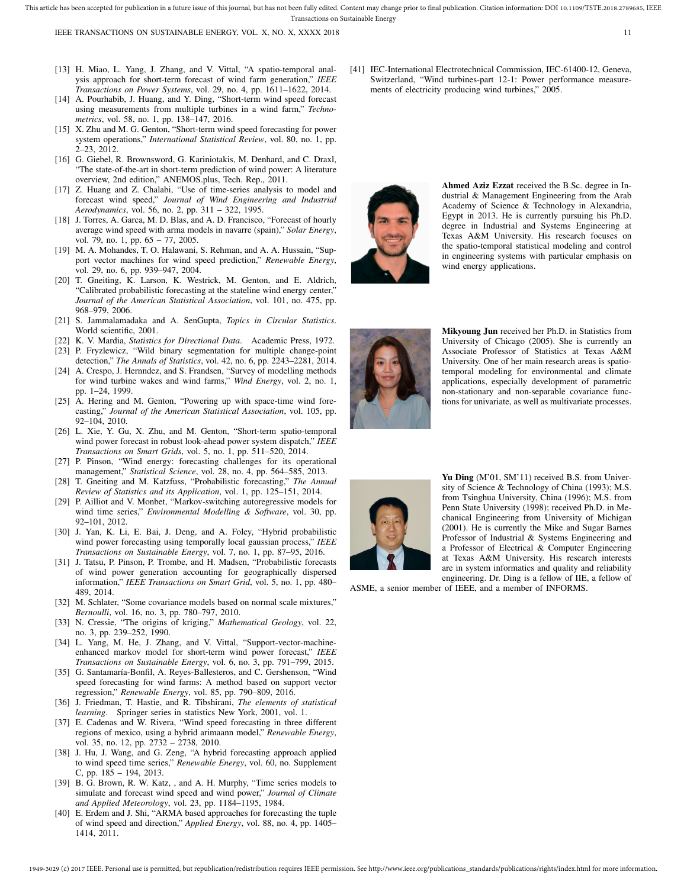[13] H. Miao, L. Yang, J. Zhang, and V. Vittal, "A spatio-temporal analysis approach for short-term forecast of wind farm generation," *IEEE Transactions on Power Systems*, vol. 29, no. 4, pp. 1611–1622, 2014.

[14] A. Pourhabib, J. Huang, and Y. Ding, "Short-term wind speed forecast using measurements from multiple turbines in a wind farm," *Technometrics*, vol. 58, no. 1, pp. 138–147, 2016.

[15] X. Zhu and M. G. Genton, "Short-term wind speed forecasting for power system operations," *International Statistical Review*, vol. 80, no. 1, pp. 2–23, 2012.

[16] G. Giebel, R. Brownsword, G. Kariniotakis, M. Denhard, and C. Draxl, "The state-of-the-art in short-term prediction of wind power: A literature overview, 2nd edition," ANEMOS.plus, Tech. Rep., 2011.

[17] Z. Huang and Z. Chalabi, "Use of time-series analysis to model and forecast wind speed," *Journal of Wind Engineering and Industrial Aerodynamics*, vol. 56, no. 2, pp. 311 – 322, 1995.

[18] J. Torres, A. Garca, M. D. Blas, and A. D. Francisco, "Forecast of hourly average wind speed with arma models in navarre (spain)," *Solar Energy*, vol. 79, no. 1, pp. 65 – 77, 2005.

[19] M. A. Mohandes, T. O. Halawani, S. Rehman, and A. A. Hussain, "Support vector machines for wind speed prediction," *Renewable Energy*, vol. 29, no. 6, pp. 939–947, 2004.

[20] T. Gneiting, K. Larson, K. Westrick, M. Genton, and E. Aldrich, "Calibrated probabilistic forecasting at the stateline wind energy center," *Journal of the American Statistical Association*, vol. 101, no. 475, pp. 968–979, 2006.

[21] S. Jammalamadaka and A. SenGupta, *Topics in Circular Statistics*. World scientific, 2001.

[22] K. V. Mardia, *Statistics for Directional Data*. Academic Press, 1972.

[23] P. Fryzlewicz, "Wild binary segmentation for multiple change-point detection," *The Annals of Statistics*, vol. 42, no. 6, pp. 2243–2281, 2014.

[24] A. Crespo, J. Hernndez, and S. Frandsen, "Survey of modelling methods for wind turbine wakes and wind farms," *Wind Energy*, vol. 2, no. 1, pp. 1–24, 1999.

[25] A. Hering and M. Genton, "Powering up with space-time wind forecasting," *Journal of the American Statistical Association*, vol. 105, pp. 92–104, 2010.

[26] L. Xie, Y. Gu, X. Zhu, and M. Genton, "Short-term spatio-temporal wind power forecast in robust look-ahead power system dispatch," *IEEE Transactions on Smart Grids*, vol. 5, no. 1, pp. 511–520, 2014.

[27] P. Pinson, "Wind energy: forecasting challenges for its operational management," *Statistical Science*, vol. 28, no. 4, pp. 564–585, 2013.

[28] T. Gneiting and M. Katzfuss, "Probabilistic forecasting," *The Annual Review of Statistics and its Application*, vol. 1, pp. 125–151, 2014.

[29] P. Ailliot and V. Monbet, "Markov-switching autoregressive models for wind time series," *Environmental Modelling & Software*, vol. 30, pp. 92–101, 2012.

[30] J. Yan, K. Li, E. Bai, J. Deng, and A. Foley, "Hybrid probabilistic wind power forecasting using temporally local gaussian process," *IEEE Transactions on Sustainable Energy*, vol. 7, no. 1, pp. 87–95, 2016.

[31] J. Tatsu, P. Pinson, P. Trombe, and H. Madsen, "Probabilistic forecasts of wind power generation accounting for geographically dispersed information," *IEEE Transactions on Smart Grid*, vol. 5, no. 1, pp. 480–489, 2014.

[32] M. Schlater, "Some covariance models based on normal scale mixtures," *Bernoulli*, vol. 16, no. 3, pp. 780–797, 2010.

[33] N. Cressie, "The origins of kriging," *Mathematical Geology*, vol. 22, no. 3, pp. 239–252, 1990.

[34] L. Yang, M. He, J. Zhang, and V. Vittal, "Support-vector-machine-enhanced markov model for short-term wind power forecast," *IEEE Transactions on Sustainable Energy*, vol. 6, no. 3, pp. 791–799, 2015.

[35] G. Santamaría-Bonfil, A. Reyes-Ballesteros, and C. Gershenson, "Wind speed forecasting for wind farms: A method based on support vector regression," *Renewable Energy*, vol. 85, pp. 790–809, 2016.

[36] J. Friedman, T. Hastie, and R. Tibshirani, *The elements of statistical learning*. Springer series in statistics New York, 2001, vol. 1.

[37] E. Cadenas and W. Rivera, "Wind speed forecasting in three different regions of mexico, using a hybrid arimaann model," *Renewable Energy*, vol. 35, no. 12, pp. 2732 – 2738, 2010.

[38] J. Hu, J. Wang, and G. Zeng, "A hybrid forecasting approach applied to wind speed time series," *Renewable Energy*, vol. 60, no. Supplement C, pp. 185 – 194, 2013.

[39] B. G. Brown, R. W. Katz, , and A. H. Murphy, "Time series models to simulate and forecast wind speed and wind power," *Journal of Climate and Applied Meteorology*, vol. 23, pp. 1184–1195, 1984.

[40] E. Erdem and J. Shi, "ARMA based approaches for forecasting the tuple of wind speed and direction," *Applied Energy*, vol. 88, no. 4, pp. 1405–1414, 2011.

[41] IEC-International Electrotechnical Commission, IEC-61400-12, Geneva, Switzerland, "Wind turbines-part 12-1: Power performance measurements of electricity producing wind turbines," 2005.

**Ahmed Aziz Ezzat** received the B.Sc. degree in Industrial & Management Engineering from the Arab Academy of Science & Technology in Alexandria, Egypt in 2013. He is currently pursuing his Ph.D. degree in Industrial and Systems Engineering at Texas A&M University. His research focuses on the spatio-temporal statistical modeling and control in engineering systems with particular emphasis on wind energy applications.

**Mikyoung Jun** received her Ph.D. in Statistics from University of Chicago (2005). She is currently an Associate Professor of Statistics at Texas A&M University. One of her main research areas is spatio-temporal modeling for environmental and climate applications, especially development of parametric non-stationary and non-separable covariance functions for univariate, as well as multivariate processes.

**Yu Ding** (M'01, SM'11) received B.S. from University of Science & Technology of China (1993); M.S. from Tsinghua University, China (1996); M.S. from Penn State University (1998); received Ph.D. in Mechanical Engineering from University of Michigan (2001). He is currently the Mike and Sugar Barnes Professor of Industrial & Systems Engineering and a Professor of Electrical & Computer Engineering at Texas A&M University. His research interests are in system informatics and quality and reliability engineering. Dr. Ding is a fellow of IIE, a fellow of ASME, a senior member of IEEE, and a member of INFORMS.